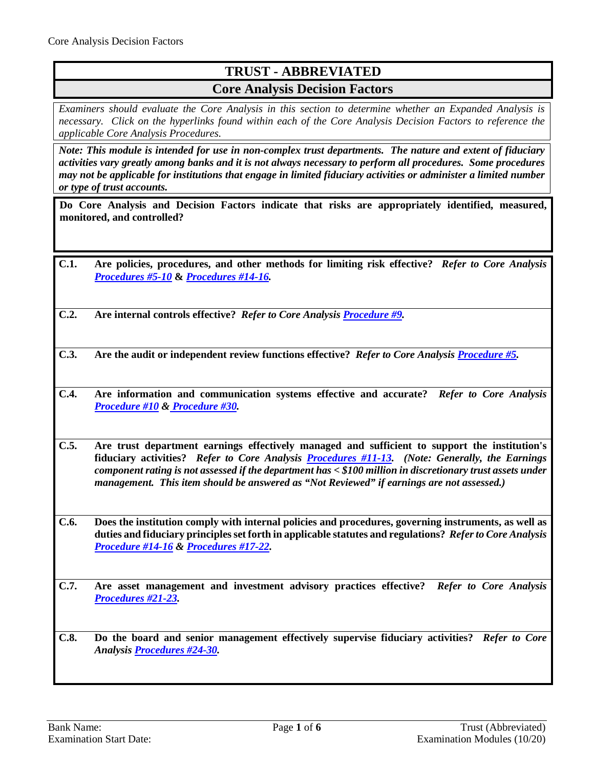# TRUST - ABBREVIATED

## Core Analysis Decision Factors

*Examiners should evaluate the Core Analysis in this section to determine whether an Expanded Analysis is necessary. Click on the hyperlinks found within each of the Core Analysis Decision Factors to reference the applicable Core Analysis Procedures.*

***Note: This module is intended for use in non-complex trust departments. The nature and extent of fiduciary activities vary greatly among banks and it is not always necessary to perform all procedures. Some procedures may not be applicable for institutions that engage in limited fiduciary activities or administer a limited number or type of trust accounts.***

**Do Core Analysis and Decision Factors indicate that risks are appropriately identified, measured, monitored, and controlled?**

**C.1. Are policies, procedures, and other methods for limiting risk effective?** ***Refer to Core Analysis Procedures #5-10* & *Procedures #14-16.***

**C.2. Are internal controls effective?** ***Refer to Core Analysis Procedure #9.***

**C.3. Are the audit or independent review functions effective?** ***Refer to Core Analysis Procedure #5.***

**C.4. Are information and communication systems effective and accurate?** ***Refer to Core Analysis Procedure #10 & Procedure #30.***

**C.5. Are trust department earnings effectively managed and sufficient to support the institution's fiduciary activities?** ***Refer to Core Analysis Procedures #11-13. (Note: Generally, the Earnings component rating is not assessed if the department has < $100 million in discretionary trust assets under management. This item should be answered as "Not Reviewed" if earnings are not assessed.)***

**C.6. Does the institution comply with internal policies and procedures, governing instruments, as well as duties and fiduciary principles set forth in applicable statutes and regulations?** ***Refer to Core Analysis Procedure #14-16 & Procedures #17-22.***

**C.7. Are asset management and investment advisory practices effective?** ***Refer to Core Analysis Procedures #21-23.***

**C.8. Do the board and senior management effectively supervise fiduciary activities?** ***Refer to Core Analysis Procedures #24-30.***

Bank Name:

Examination Start Date: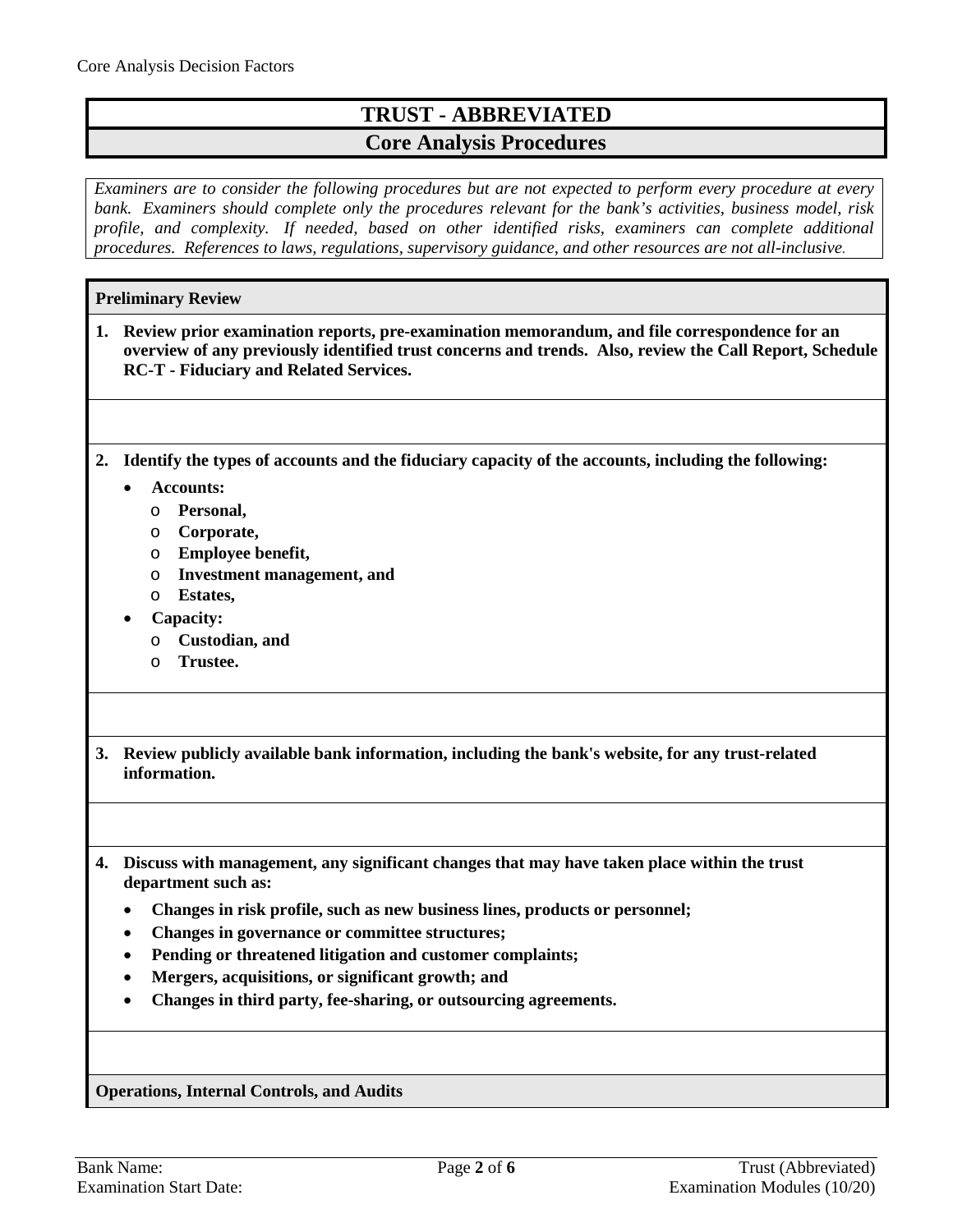# TRUST - ABBREVIATED

## Core Analysis Procedures

*Examiners are to consider the following procedures but are not expected to perform every procedure at every bank. Examiners should complete only the procedures relevant for the bank's activities, business model, risk profile, and complexity. If needed, based on other identified risks, examiners can complete additional procedures. References to laws, regulations, supervisory guidance, and other resources are not all-inclusive.*

### Preliminary Review

**1. Review prior examination reports, pre-examination memorandum, and file correspondence for an overview of any previously identified trust concerns and trends. Also, review the Call Report, Schedule RC-T - Fiduciary and Related Services.**

**2. Identify the types of accounts and the fiduciary capacity of the accounts, including the following:**

- **Accounts:**
  - **Personal,**
  - **Corporate,**
  - **Employee benefit,**
  - **Investment management, and**
  - **Estates,**
- **Capacity:**
  - **Custodian, and**
  - **Trustee.**

**3. Review publicly available bank information, including the bank's website, for any trust-related information.**

**4. Discuss with management, any significant changes that may have taken place within the trust department such as:**

- **Changes in risk profile, such as new business lines, products or personnel;**
- **Changes in governance or committee structures;**
- **Pending or threatened litigation and customer complaints;**
- **Mergers, acquisitions, or significant growth; and**
- **Changes in third party, fee-sharing, or outsourcing agreements.**

### Operations, Internal Controls, and Audits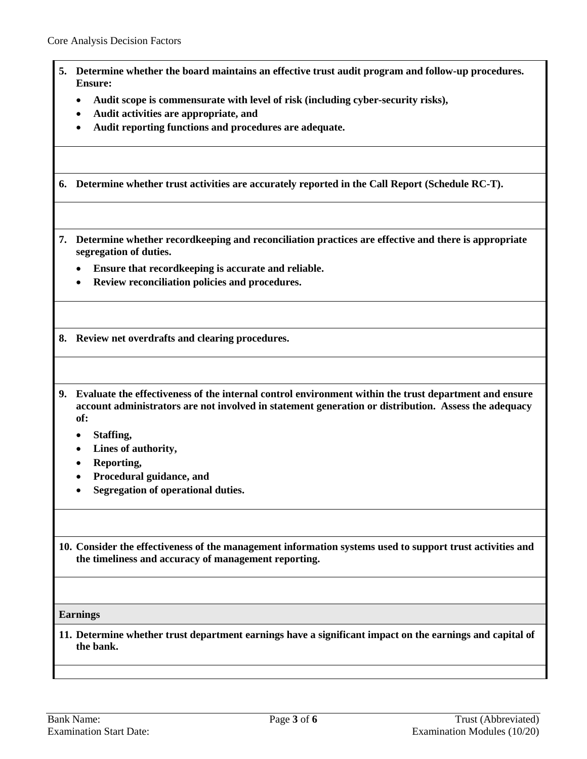**5. Determine whether the board maintains an effective trust audit program and follow-up procedures. Ensure:**

- **Audit scope is commensurate with level of risk (including cyber-security risks),**
- **Audit activities are appropriate, and**
- **Audit reporting functions and procedures are adequate.**

**6. Determine whether trust activities are accurately reported in the Call Report (Schedule RC-T).**

**7. Determine whether recordkeeping and reconciliation practices are effective and there is appropriate segregation of duties.**

- **Ensure that recordkeeping is accurate and reliable.**
- **Review reconciliation policies and procedures.**

**8. Review net overdrafts and clearing procedures.**

**9. Evaluate the effectiveness of the internal control environment within the trust department and ensure account administrators are not involved in statement generation or distribution. Assess the adequacy of:**

- **Staffing,**
- **Lines of authority,**
- **Reporting,**
- **Procedural guidance, and**
- **Segregation of operational duties.**

**10. Consider the effectiveness of the management information systems used to support trust activities and the timeliness and accuracy of management reporting.**

## Earnings

**11. Determine whether trust department earnings have a significant impact on the earnings and capital of the bank.**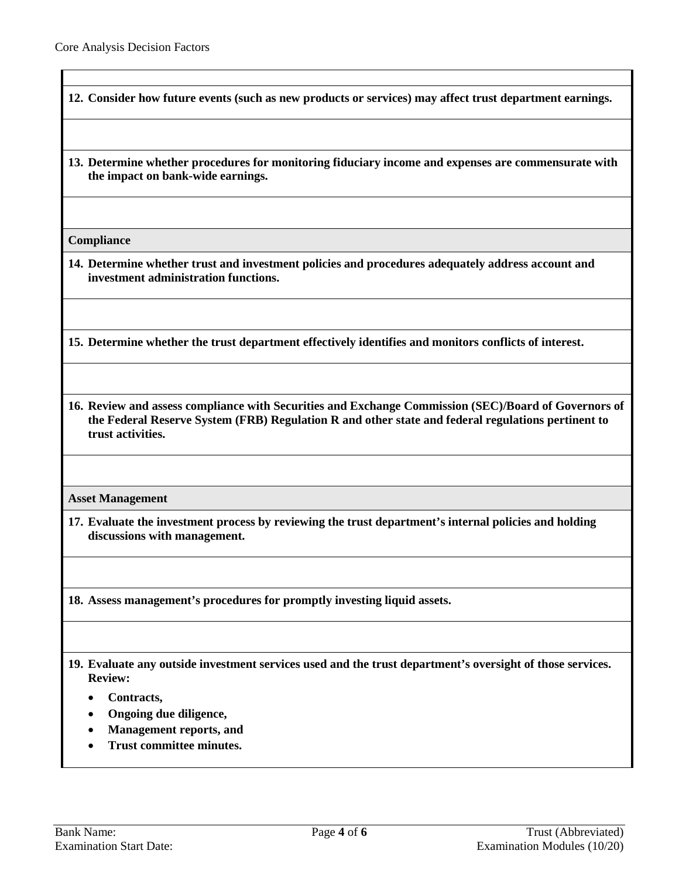**12. Consider how future events (such as new products or services) may affect trust department earnings.**

**13. Determine whether procedures for monitoring fiduciary income and expenses are commensurate with the impact on bank-wide earnings.**

### Compliance

**14. Determine whether trust and investment policies and procedures adequately address account and investment administration functions.**

**15. Determine whether the trust department effectively identifies and monitors conflicts of interest.**

**16. Review and assess compliance with Securities and Exchange Commission (SEC)/Board of Governors of the Federal Reserve System (FRB) Regulation R and other state and federal regulations pertinent to trust activities.**

### Asset Management

**17. Evaluate the investment process by reviewing the trust department's internal policies and holding discussions with management.**

**18. Assess management's procedures for promptly investing liquid assets.**

**19. Evaluate any outside investment services used and the trust department's oversight of those services. Review:**

- **Contracts,**
- **Ongoing due diligence,**
- **Management reports, and**
- **Trust committee minutes.**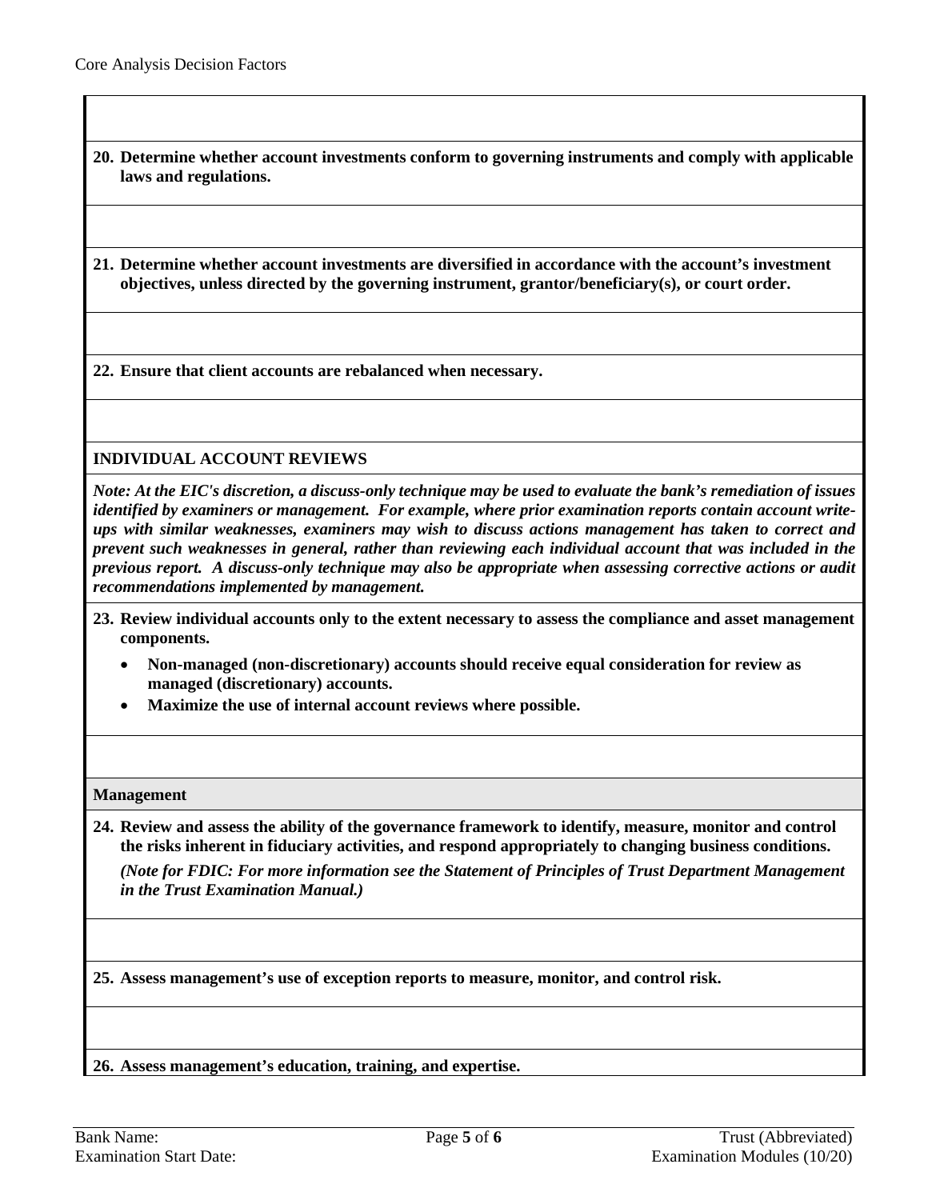**20. Determine whether account investments conform to governing instruments and comply with applicable laws and regulations.**

**21. Determine whether account investments are diversified in accordance with the account's investment objectives, unless directed by the governing instrument, grantor/beneficiary(s), or court order.**

**22. Ensure that client accounts are rebalanced when necessary.**

**INDIVIDUAL ACCOUNT REVIEWS**

***Note: At the EIC's discretion, a discuss-only technique may be used to evaluate the bank's remediation of issues identified by examiners or management. For example, where prior examination reports contain account write-ups with similar weaknesses, examiners may wish to discuss actions management has taken to correct and prevent such weaknesses in general, rather than reviewing each individual account that was included in the previous report. A discuss-only technique may also be appropriate when assessing corrective actions or audit recommendations implemented by management.***

**23. Review individual accounts only to the extent necessary to assess the compliance and asset management components.**

- **Non-managed (non-discretionary) accounts should receive equal consideration for review as managed (discretionary) accounts.**
- **Maximize the use of internal account reviews where possible.**

**Management**

**24. Review and assess the ability of the governance framework to identify, measure, monitor and control the risks inherent in fiduciary activities, and respond appropriately to changing business conditions.**

***(Note for FDIC: For more information see the Statement of Principles of Trust Department Management in the Trust Examination Manual.)***

**25. Assess management's use of exception reports to measure, monitor, and control risk.**

**26. Assess management's education, training, and expertise.**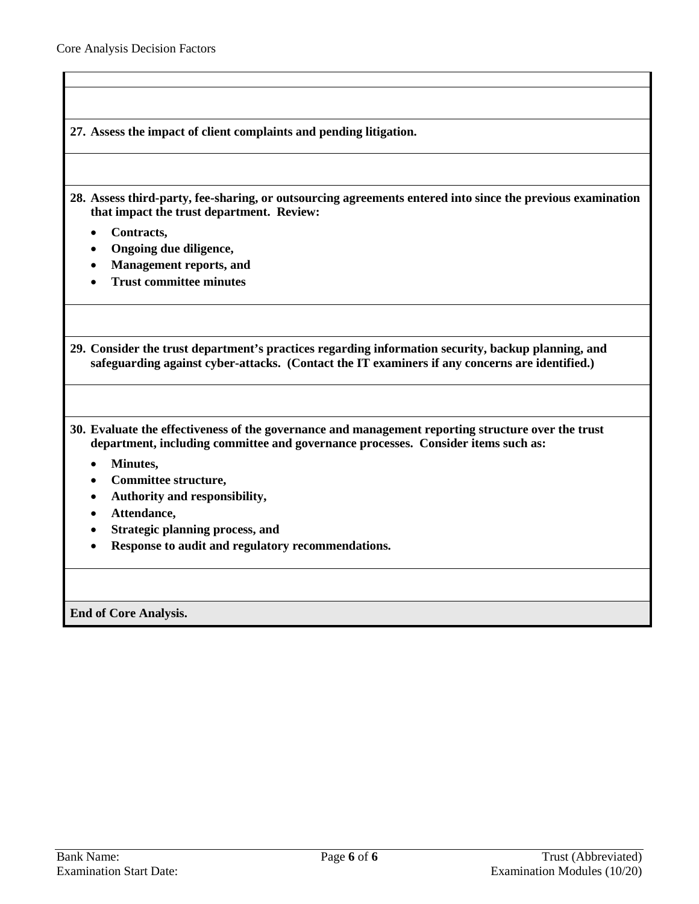**27. Assess the impact of client complaints and pending litigation.**

**28. Assess third-party, fee-sharing, or outsourcing agreements entered into since the previous examination that impact the trust department. Review:**

- **Contracts,**
- **Ongoing due diligence,**
- **Management reports, and**
- **Trust committee minutes**

**29. Consider the trust department's practices regarding information security, backup planning, and safeguarding against cyber-attacks. (Contact the IT examiners if any concerns are identified.)**

**30. Evaluate the effectiveness of the governance and management reporting structure over the trust department, including committee and governance processes. Consider items such as:**

- **Minutes,**
- **Committee structure,**
- **Authority and responsibility,**
- **Attendance,**
- **Strategic planning process, and**
- **Response to audit and regulatory recommendations.**

**End of Core Analysis.**